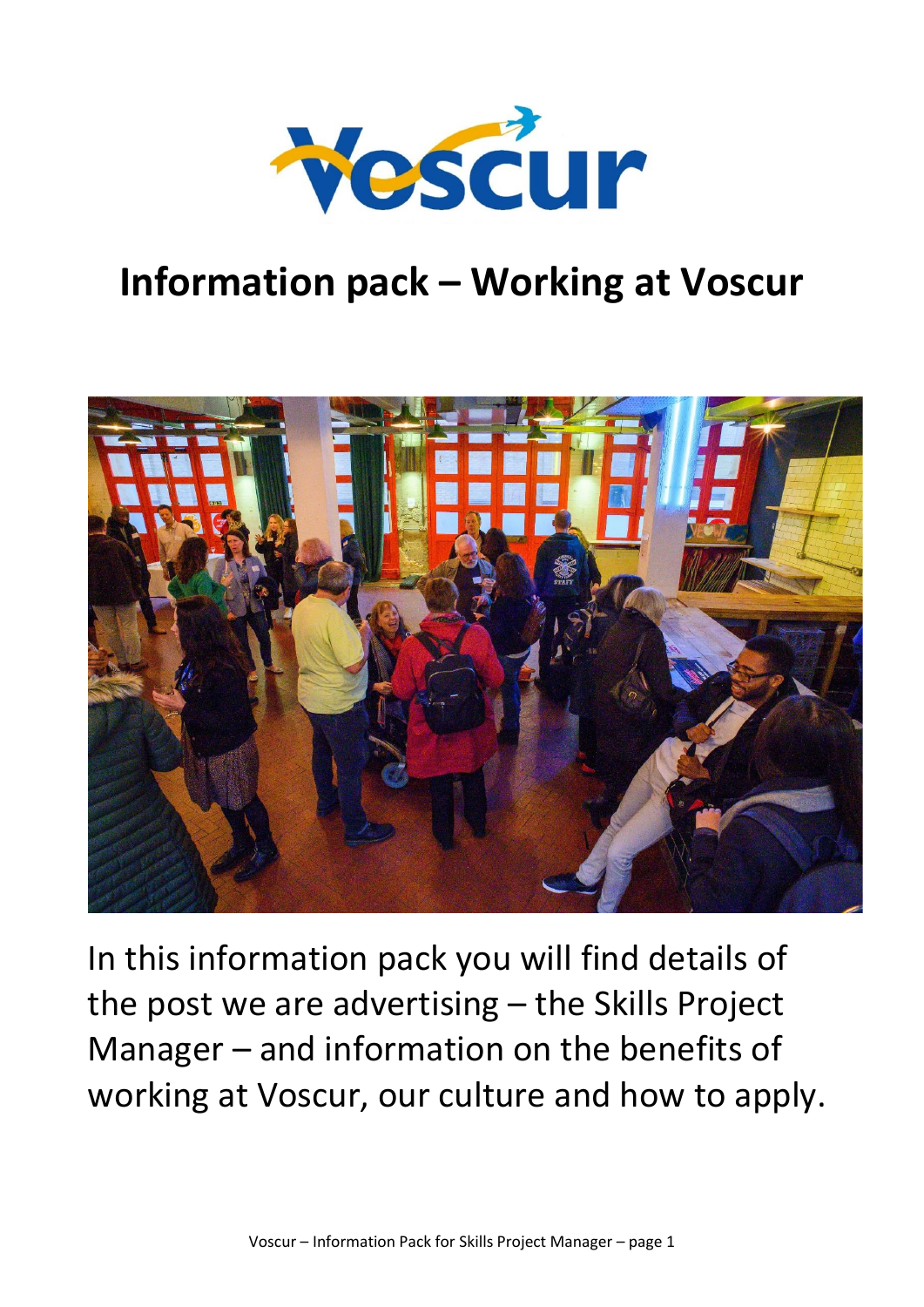# Information pack – Working at Voscur

In this information pack you will find details of the post we are advertising – the Skills Project Manager – and information on the benefits of working at Voscur, our culture and how to apply.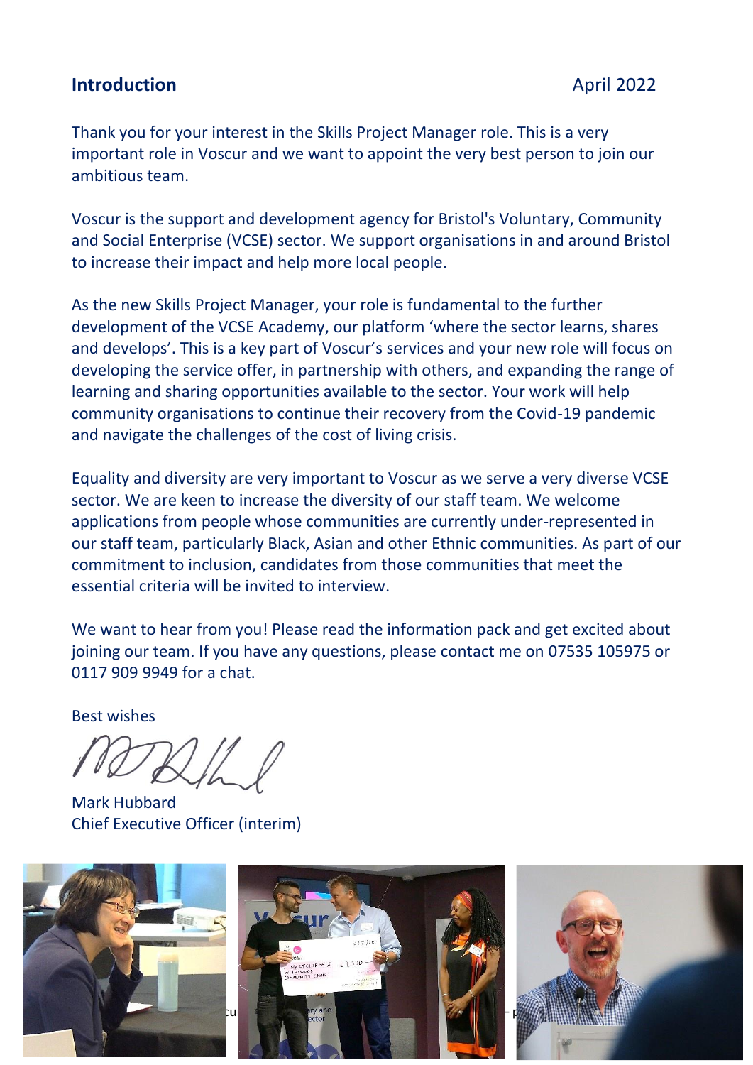## Introduction

April 2022

Thank you for your interest in the Skills Project Manager role. This is a very important role in Voscur and we want to appoint the very best person to join our ambitious team.

Voscur is the support and development agency for Bristol's Voluntary, Community and Social Enterprise (VCSE) sector. We support organisations in and around Bristol to increase their impact and help more local people.

As the new Skills Project Manager, your role is fundamental to the further development of the VCSE Academy, our platform 'where the sector learns, shares and develops'. This is a key part of Voscur's services and your new role will focus on developing the service offer, in partnership with others, and expanding the range of learning and sharing opportunities available to the sector. Your work will help community organisations to continue their recovery from the Covid-19 pandemic and navigate the challenges of the cost of living crisis.

Equality and diversity are very important to Voscur as we serve a very diverse VCSE sector. We are keen to increase the diversity of our staff team. We welcome applications from people whose communities are currently under-represented in our staff team, particularly Black, Asian and other Ethnic communities. As part of our commitment to inclusion, candidates from those communities that meet the essential criteria will be invited to interview.

We want to hear from you! Please read the information pack and get excited about joining our team. If you have any questions, please contact me on 07535 105975 or 0117 909 9949 for a chat.

Best wishes

Mark Hubbard
Chief Executive Officer (interim)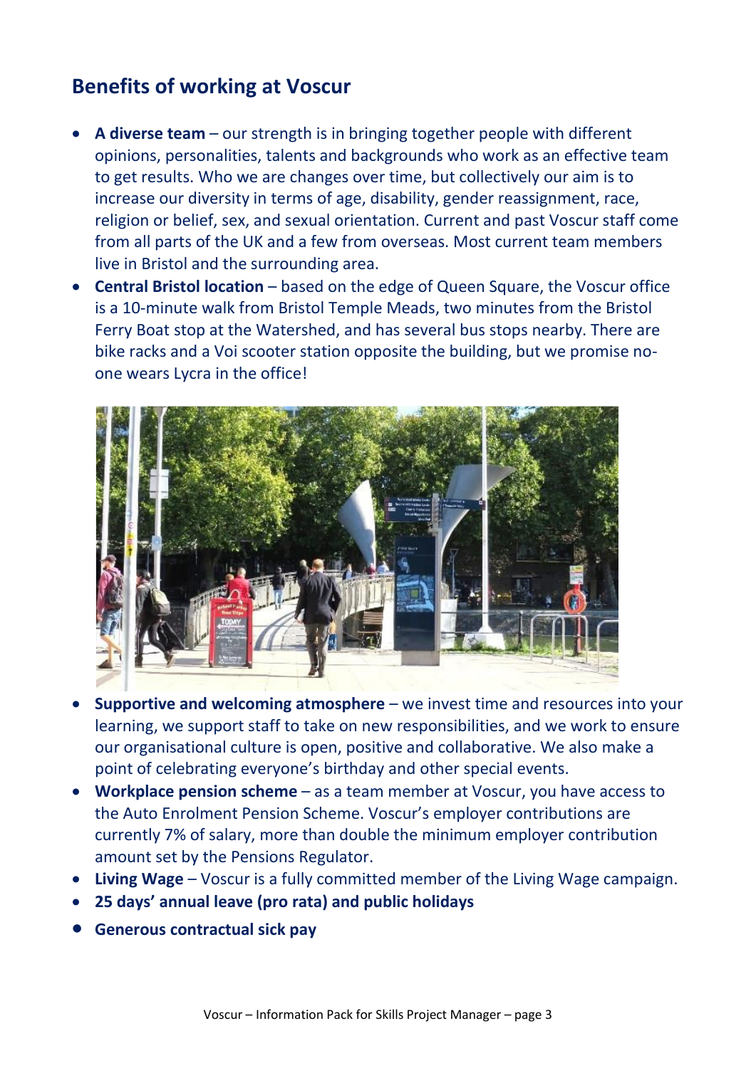## Benefits of working at Voscur

- **A diverse team** – our strength is in bringing together people with different opinions, personalities, talents and backgrounds who work as an effective team to get results. Who we are changes over time, but collectively our aim is to increase our diversity in terms of age, disability, gender reassignment, race, religion or belief, sex, and sexual orientation. Current and past Voscur staff come from all parts of the UK and a few from overseas. Most current team members live in Bristol and the surrounding area.
- **Central Bristol location** – based on the edge of Queen Square, the Voscur office is a 10-minute walk from Bristol Temple Meads, two minutes from the Bristol Ferry Boat stop at the Watershed, and has several bus stops nearby. There are bike racks and a Voi scooter station opposite the building, but we promise no-one wears Lycra in the office!
- **Supportive and welcoming atmosphere** – we invest time and resources into your learning, we support staff to take on new responsibilities, and we work to ensure our organisational culture is open, positive and collaborative. We also make a point of celebrating everyone's birthday and other special events.
- **Workplace pension scheme** – as a team member at Voscur, you have access to the Auto Enrolment Pension Scheme. Voscur's employer contributions are currently 7% of salary, more than double the minimum employer contribution amount set by the Pensions Regulator.
- **Living Wage** – Voscur is a fully committed member of the Living Wage campaign.
- **25 days' annual leave (pro rata) and public holidays**
- **Generous contractual sick pay**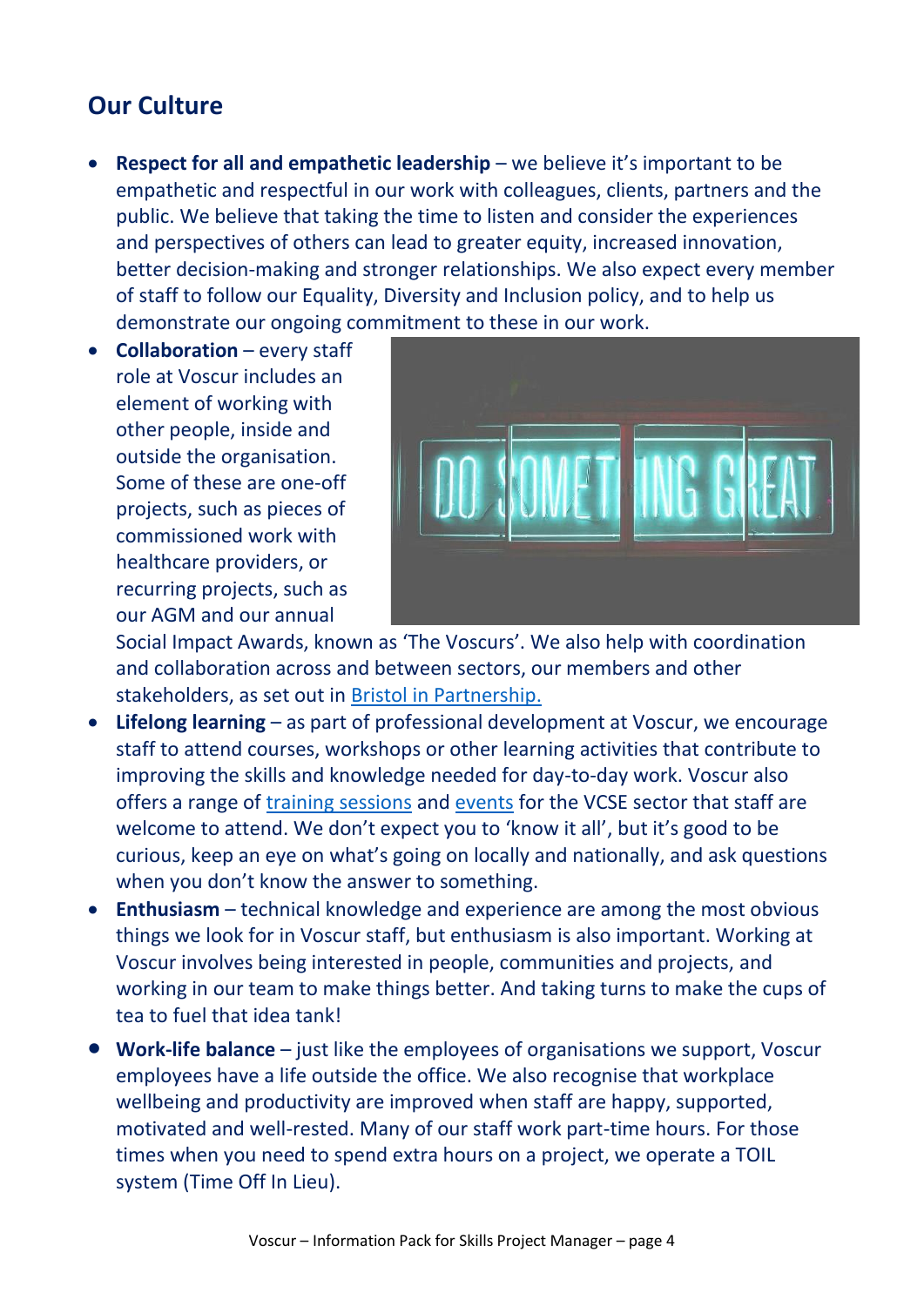## Our Culture

- **Respect for all and empathetic leadership** – we believe it's important to be empathetic and respectful in our work with colleagues, clients, partners and the public. We believe that taking the time to listen and consider the experiences and perspectives of others can lead to greater equity, increased innovation, better decision-making and stronger relationships. We also expect every member of staff to follow our Equality, Diversity and Inclusion policy, and to help us demonstrate our ongoing commitment to these in our work.
- **Collaboration** – every staff role at Voscur includes an element of working with other people, inside and outside the organisation. Some of these are one-off projects, such as pieces of commissioned work with healthcare providers, or recurring projects, such as our AGM and our annual Social Impact Awards, known as 'The Voscurs'. We also help with coordination and collaboration across and between sectors, our members and other stakeholders, as set out in Bristol in Partnership.
- **Lifelong learning** – as part of professional development at Voscur, we encourage staff to attend courses, workshops or other learning activities that contribute to improving the skills and knowledge needed for day-to-day work. Voscur also offers a range of training sessions and events for the VCSE sector that staff are welcome to attend. We don't expect you to 'know it all', but it's good to be curious, keep an eye on what's going on locally and nationally, and ask questions when you don't know the answer to something.
- **Enthusiasm** – technical knowledge and experience are among the most obvious things we look for in Voscur staff, but enthusiasm is also important. Working at Voscur involves being interested in people, communities and projects, and working in our team to make things better. And taking turns to make the cups of tea to fuel that idea tank!
- **Work-life balance** – just like the employees of organisations we support, Voscur employees have a life outside the office. We also recognise that workplace wellbeing and productivity are improved when staff are happy, supported, motivated and well-rested. Many of our staff work part-time hours. For those times when you need to spend extra hours on a project, we operate a TOIL system (Time Off In Lieu).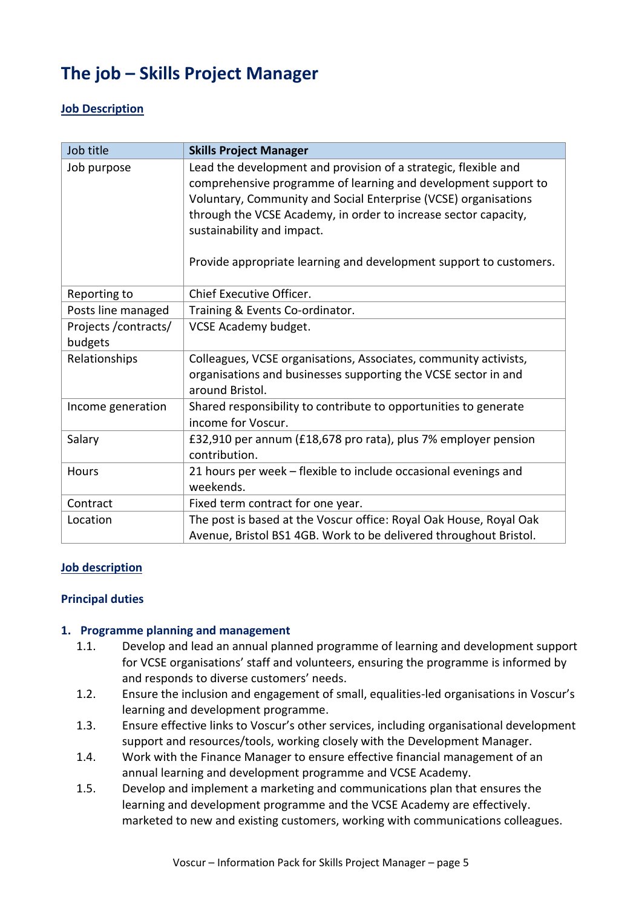# The job – Skills Project Manager

**Job Description**

| Job title | **Skills Project Manager** |
|---|---|
| Job purpose | Lead the development and provision of a strategic, flexible and comprehensive programme of learning and development support to Voluntary, Community and Social Enterprise (VCSE) organisations through the VCSE Academy, in order to increase sector capacity, sustainability and impact.<br><br>Provide appropriate learning and development support to customers. |
| Reporting to | Chief Executive Officer. |
| Posts line managed | Training & Events Co-ordinator. |
| Projects /contracts/ budgets | VCSE Academy budget. |
| Relationships | Colleagues, VCSE organisations, Associates, community activists, organisations and businesses supporting the VCSE sector in and around Bristol. |
| Income generation | Shared responsibility to contribute to opportunities to generate income for Voscur. |
| Salary | £32,910 per annum (£18,678 pro rata), plus 7% employer pension contribution. |
| Hours | 21 hours per week – flexible to include occasional evenings and weekends. |
| Contract | Fixed term contract for one year. |
| Location | The post is based at the Voscur office: Royal Oak House, Royal Oak Avenue, Bristol BS1 4GB. Work to be delivered throughout Bristol. |

**Job description**

**Principal duties**

1. **Programme planning and management**
    - 1.1. Develop and lead an annual planned programme of learning and development support for VCSE organisations' staff and volunteers, ensuring the programme is informed by and responds to diverse customers' needs.
    - 1.2. Ensure the inclusion and engagement of small, equalities-led organisations in Voscur's learning and development programme.
    - 1.3. Ensure effective links to Voscur's other services, including organisational development support and resources/tools, working closely with the Development Manager.
    - 1.4. Work with the Finance Manager to ensure effective financial management of an annual learning and development programme and VCSE Academy.
    - 1.5. Develop and implement a marketing and communications plan that ensures the learning and development programme and the VCSE Academy are effectively. marketed to new and existing customers, working with communications colleagues.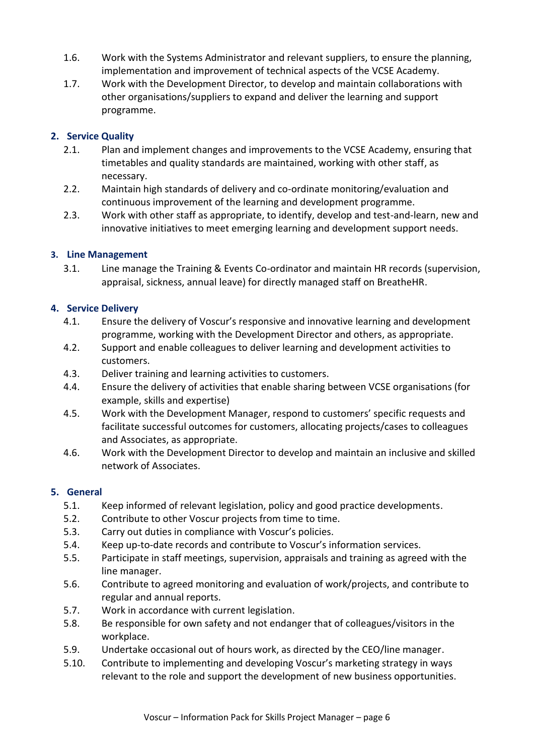1.6. Work with the Systems Administrator and relevant suppliers, to ensure the planning, implementation and improvement of technical aspects of the VCSE Academy.

1.7. Work with the Development Director, to develop and maintain collaborations with other organisations/suppliers to expand and deliver the learning and support programme.

## 2. Service Quality

2.1. Plan and implement changes and improvements to the VCSE Academy, ensuring that timetables and quality standards are maintained, working with other staff, as necessary.

2.2. Maintain high standards of delivery and co-ordinate monitoring/evaluation and continuous improvement of the learning and development programme.

2.3. Work with other staff as appropriate, to identify, develop and test-and-learn, new and innovative initiatives to meet emerging learning and development support needs.

## 3. Line Management

3.1. Line manage the Training & Events Co-ordinator and maintain HR records (supervision, appraisal, sickness, annual leave) for directly managed staff on BreatheHR.

## 4. Service Delivery

4.1. Ensure the delivery of Voscur's responsive and innovative learning and development programme, working with the Development Director and others, as appropriate.

4.2. Support and enable colleagues to deliver learning and development activities to customers.

4.3. Deliver training and learning activities to customers.

4.4. Ensure the delivery of activities that enable sharing between VCSE organisations (for example, skills and expertise)

4.5. Work with the Development Manager, respond to customers' specific requests and facilitate successful outcomes for customers, allocating projects/cases to colleagues and Associates, as appropriate.

4.6. Work with the Development Director to develop and maintain an inclusive and skilled network of Associates.

## 5. General

5.1. Keep informed of relevant legislation, policy and good practice developments.

5.2. Contribute to other Voscur projects from time to time.

5.3. Carry out duties in compliance with Voscur's policies.

5.4. Keep up-to-date records and contribute to Voscur's information services.

5.5. Participate in staff meetings, supervision, appraisals and training as agreed with the line manager.

5.6. Contribute to agreed monitoring and evaluation of work/projects, and contribute to regular and annual reports.

5.7. Work in accordance with current legislation.

5.8. Be responsible for own safety and not endanger that of colleagues/visitors in the workplace.

5.9. Undertake occasional out of hours work, as directed by the CEO/line manager.

5.10. Contribute to implementing and developing Voscur's marketing strategy in ways relevant to the role and support the development of new business opportunities.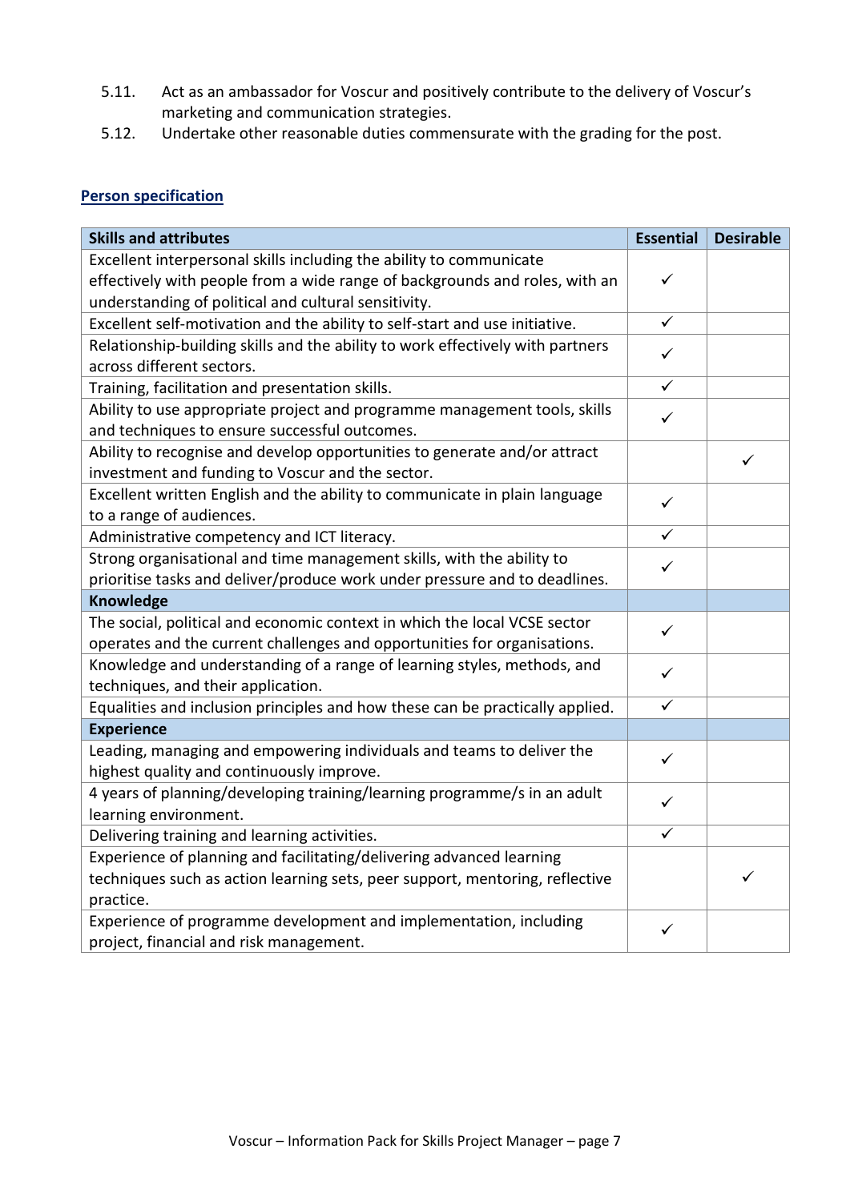5.11. Act as an ambassador for Voscur and positively contribute to the delivery of Voscur's marketing and communication strategies.

5.12. Undertake other reasonable duties commensurate with the grading for the post.

## Person specification

| Skills and attributes | Essential | Desirable |
|---|---|---|
| Excellent interpersonal skills including the ability to communicate effectively with people from a wide range of backgrounds and roles, with an understanding of political and cultural sensitivity. | ✓ | |
| Excellent self-motivation and the ability to self-start and use initiative. | ✓ | |
| Relationship-building skills and the ability to work effectively with partners across different sectors. | ✓ | |
| Training, facilitation and presentation skills. | ✓ | |
| Ability to use appropriate project and programme management tools, skills and techniques to ensure successful outcomes. | ✓ | |
| Ability to recognise and develop opportunities to generate and/or attract investment and funding to Voscur and the sector. | | ✓ |
| Excellent written English and the ability to communicate in plain language to a range of audiences. | ✓ | |
| Administrative competency and ICT literacy. | ✓ | |
| Strong organisational and time management skills, with the ability to prioritise tasks and deliver/produce work under pressure and to deadlines. | ✓ | |
| **Knowledge** | | |
| The social, political and economic context in which the local VCSE sector operates and the current challenges and opportunities for organisations. | ✓ | |
| Knowledge and understanding of a range of learning styles, methods, and techniques, and their application. | ✓ | |
| Equalities and inclusion principles and how these can be practically applied. | ✓ | |
| **Experience** | | |
| Leading, managing and empowering individuals and teams to deliver the highest quality and continuously improve. | ✓ | |
| 4 years of planning/developing training/learning programme/s in an adult learning environment. | ✓ | |
| Delivering training and learning activities. | ✓ | |
| Experience of planning and facilitating/delivering advanced learning techniques such as action learning sets, peer support, mentoring, reflective practice. | | ✓ |
| Experience of programme development and implementation, including project, financial and risk management. | ✓ | |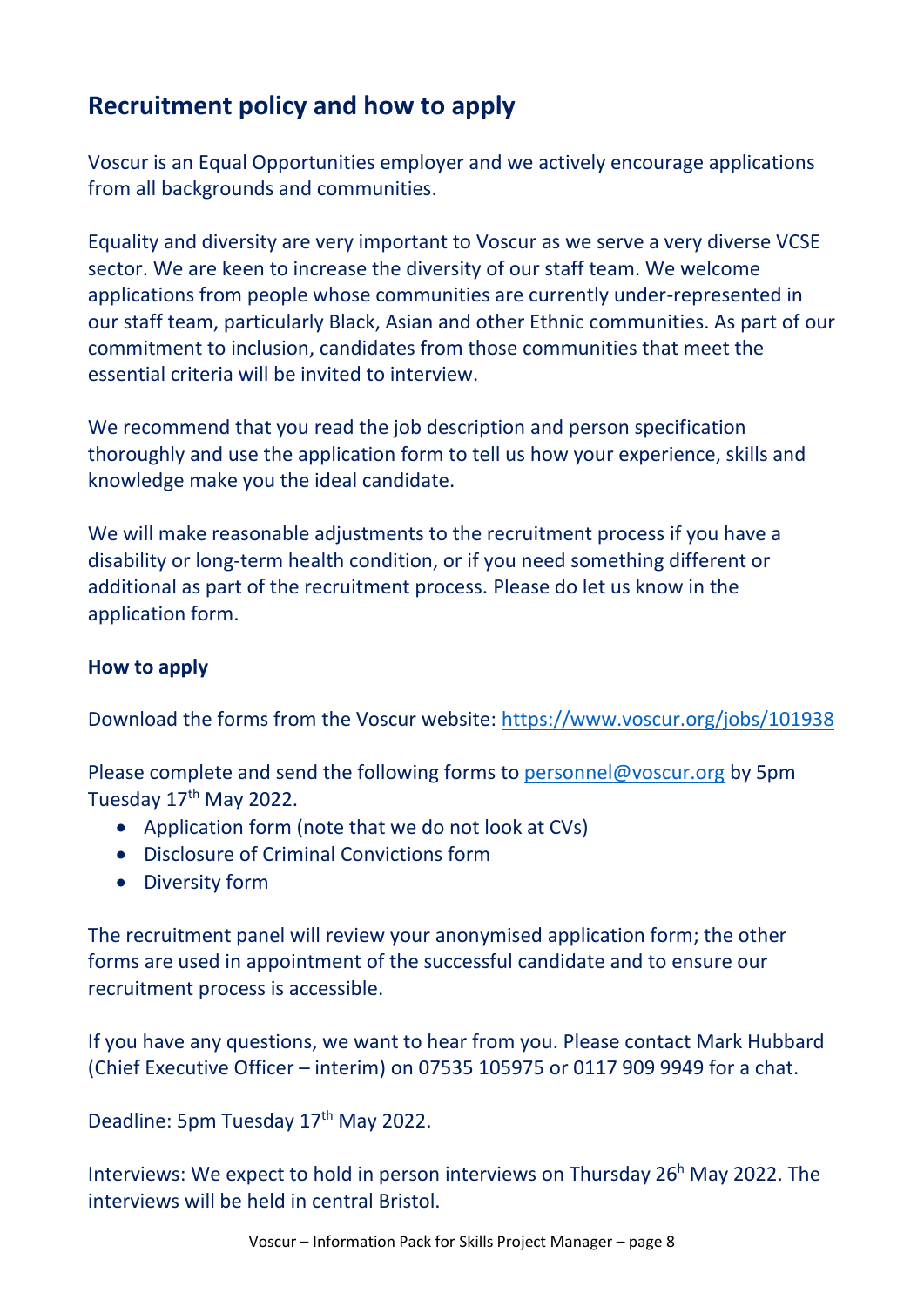## Recruitment policy and how to apply

Voscur is an Equal Opportunities employer and we actively encourage applications from all backgrounds and communities.

Equality and diversity are very important to Voscur as we serve a very diverse VCSE sector. We are keen to increase the diversity of our staff team. We welcome applications from people whose communities are currently under-represented in our staff team, particularly Black, Asian and other Ethnic communities. As part of our commitment to inclusion, candidates from those communities that meet the essential criteria will be invited to interview.

We recommend that you read the job description and person specification thoroughly and use the application form to tell us how your experience, skills and knowledge make you the ideal candidate.

We will make reasonable adjustments to the recruitment process if you have a disability or long-term health condition, or if you need something different or additional as part of the recruitment process. Please do let us know in the application form.

**How to apply**

Download the forms from the Voscur website: https://www.voscur.org/jobs/101938

Please complete and send the following forms to personnel@voscur.org by 5pm Tuesday 17th May 2022.

- Application form (note that we do not look at CVs)
- Disclosure of Criminal Convictions form
- Diversity form

The recruitment panel will review your anonymised application form; the other forms are used in appointment of the successful candidate and to ensure our recruitment process is accessible.

If you have any questions, we want to hear from you. Please contact Mark Hubbard (Chief Executive Officer – interim) on 07535 105975 or 0117 909 9949 for a chat.

Deadline: 5pm Tuesday 17th May 2022.

Interviews: We expect to hold in person interviews on Thursday 26h May 2022. The interviews will be held in central Bristol.